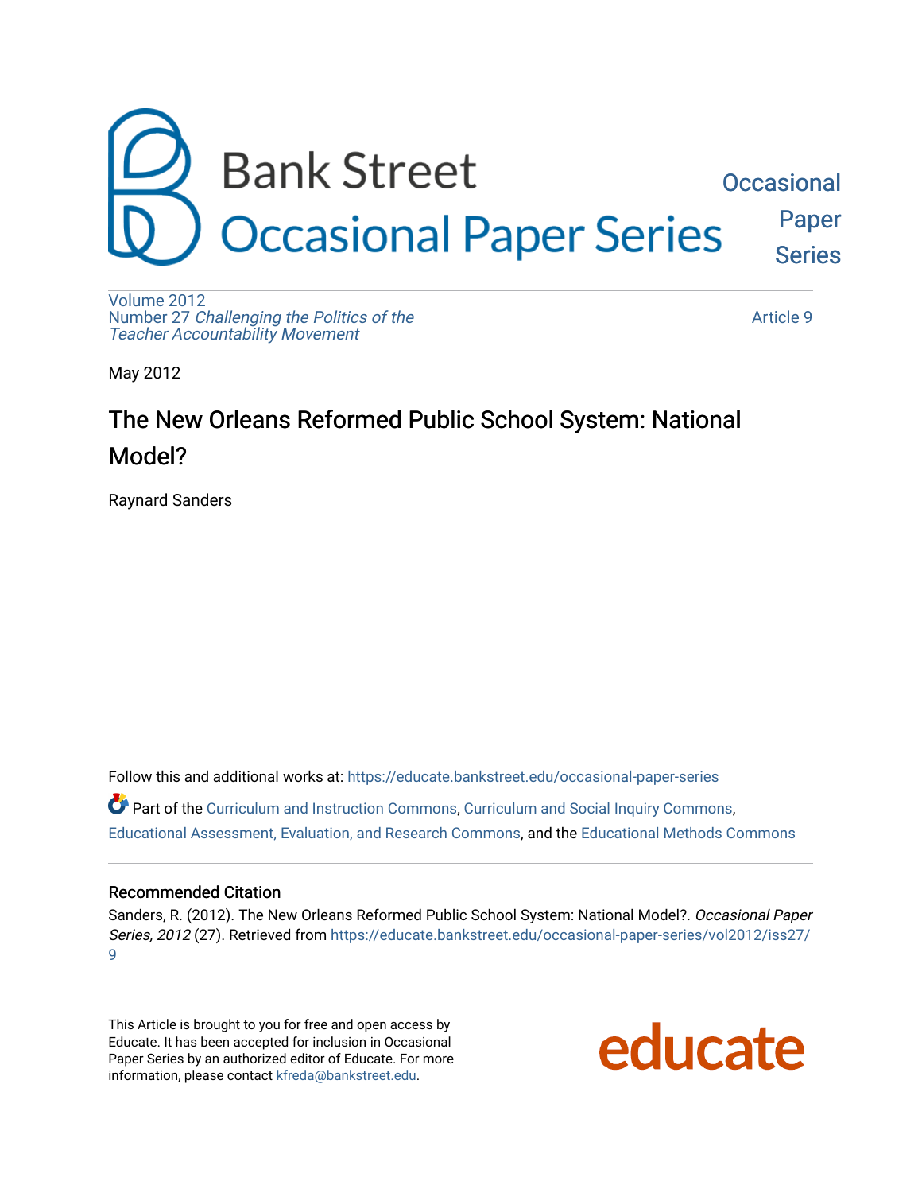Bank Street Occasional Paper Series

Occasional Paper Series

Volume 2012
Number 27 *Challenging the Politics of the Teacher Accountability Movement*

Article 9

May 2012

# The New Orleans Reformed Public School System: National Model?

Raynard Sanders

Follow this and additional works at: https://educate.bankstreet.edu/occasional-paper-series

Part of the Curriculum and Instruction Commons, Curriculum and Social Inquiry Commons, Educational Assessment, Evaluation, and Research Commons, and the Educational Methods Commons

## Recommended Citation

Sanders, R. (2012). The New Orleans Reformed Public School System: National Model?. *Occasional Paper Series, 2012* (27). Retrieved from https://educate.bankstreet.edu/occasional-paper-series/vol2012/iss27/9

This Article is brought to you for free and open access by Educate. It has been accepted for inclusion in Occasional Paper Series by an authorized editor of Educate. For more information, please contact kfreda@bankstreet.edu.

educate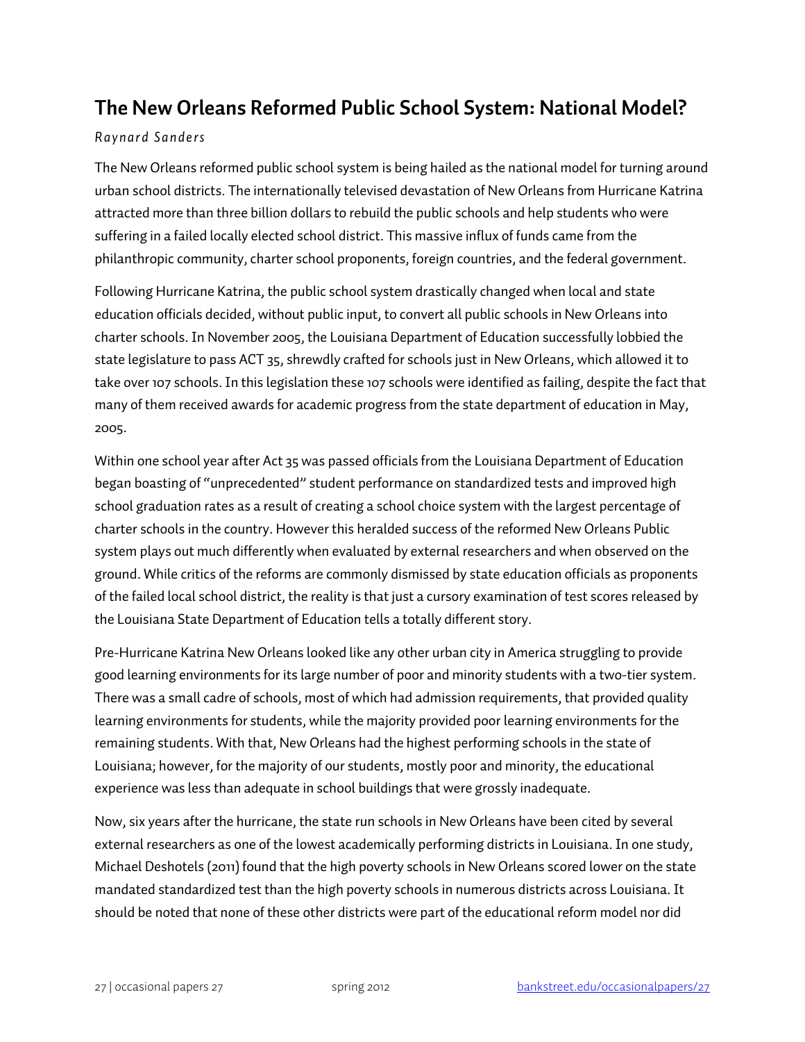## The New Orleans Reformed Public School System: National Model?

*Raynard Sanders*

The New Orleans reformed public school system is being hailed as the national model for turning around urban school districts. The internationally televised devastation of New Orleans from Hurricane Katrina attracted more than three billion dollars to rebuild the public schools and help students who were suffering in a failed locally elected school district. This massive influx of funds came from the philanthropic community, charter school proponents, foreign countries, and the federal government.

Following Hurricane Katrina, the public school system drastically changed when local and state education officials decided, without public input, to convert all public schools in New Orleans into charter schools. In November 2005, the Louisiana Department of Education successfully lobbied the state legislature to pass ACT 35, shrewdly crafted for schools just in New Orleans, which allowed it to take over 107 schools. In this legislation these 107 schools were identified as failing, despite the fact that many of them received awards for academic progress from the state department of education in May, 2005.

Within one school year after Act 35 was passed officials from the Louisiana Department of Education began boasting of "unprecedented" student performance on standardized tests and improved high school graduation rates as a result of creating a school choice system with the largest percentage of charter schools in the country. However this heralded success of the reformed New Orleans Public system plays out much differently when evaluated by external researchers and when observed on the ground. While critics of the reforms are commonly dismissed by state education officials as proponents of the failed local school district, the reality is that just a cursory examination of test scores released by the Louisiana State Department of Education tells a totally different story.

Pre-Hurricane Katrina New Orleans looked like any other urban city in America struggling to provide good learning environments for its large number of poor and minority students with a two-tier system. There was a small cadre of schools, most of which had admission requirements, that provided quality learning environments for students, while the majority provided poor learning environments for the remaining students. With that, New Orleans had the highest performing schools in the state of Louisiana; however, for the majority of our students, mostly poor and minority, the educational experience was less than adequate in school buildings that were grossly inadequate.

Now, six years after the hurricane, the state run schools in New Orleans have been cited by several external researchers as one of the lowest academically performing districts in Louisiana. In one study, Michael Deshotels (2011) found that the high poverty schools in New Orleans scored lower on the state mandated standardized test than the high poverty schools in numerous districts across Louisiana. It should be noted that none of these other districts were part of the educational reform model nor did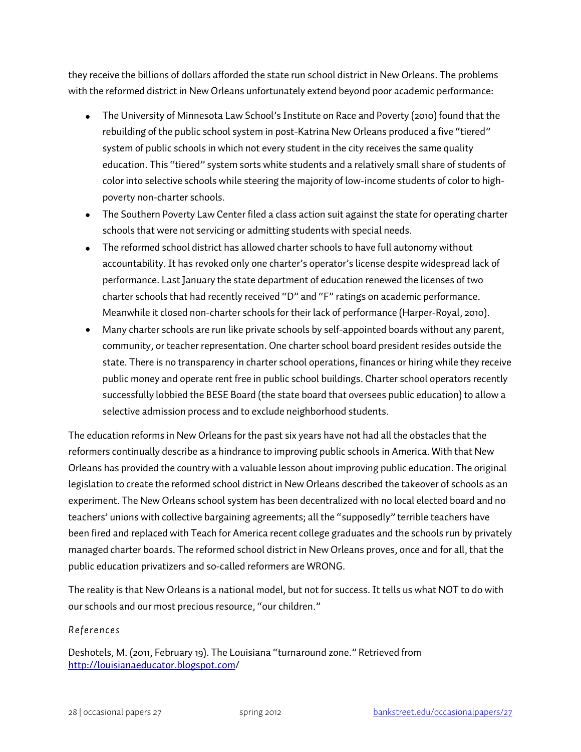they receive the billions of dollars afforded the state run school district in New Orleans. The problems with the reformed district in New Orleans unfortunately extend beyond poor academic performance:

- The University of Minnesota Law School's Institute on Race and Poverty (2010) found that the rebuilding of the public school system in post-Katrina New Orleans produced a five "tiered" system of public schools in which not every student in the city receives the same quality education. This "tiered" system sorts white students and a relatively small share of students of color into selective schools while steering the majority of low-income students of color to high-poverty non-charter schools.
- The Southern Poverty Law Center filed a class action suit against the state for operating charter schools that were not servicing or admitting students with special needs.
- The reformed school district has allowed charter schools to have full autonomy without accountability. It has revoked only one charter's operator's license despite widespread lack of performance. Last January the state department of education renewed the licenses of two charter schools that had recently received "D" and "F" ratings on academic performance. Meanwhile it closed non-charter schools for their lack of performance (Harper-Royal, 2010).
- Many charter schools are run like private schools by self-appointed boards without any parent, community, or teacher representation. One charter school board president resides outside the state. There is no transparency in charter school operations, finances or hiring while they receive public money and operate rent free in public school buildings. Charter school operators recently successfully lobbied the BESE Board (the state board that oversees public education) to allow a selective admission process and to exclude neighborhood students.

The education reforms in New Orleans for the past six years have not had all the obstacles that the reformers continually describe as a hindrance to improving public schools in America. With that New Orleans has provided the country with a valuable lesson about improving public education. The original legislation to create the reformed school district in New Orleans described the takeover of schools as an experiment. The New Orleans school system has been decentralized with no local elected board and no teachers' unions with collective bargaining agreements; all the "supposedly" terrible teachers have been fired and replaced with Teach for America recent college graduates and the schools run by privately managed charter boards. The reformed school district in New Orleans proves, once and for all, that the public education privatizers and so-called reformers are WRONG.

The reality is that New Orleans is a national model, but not for success. It tells us what NOT to do with our schools and our most precious resource, "our children."

*References*

Deshotels, M. (2011, February 19). The Louisiana "turnaround zone." Retrieved from http://louisianaeducator.blogspot.com/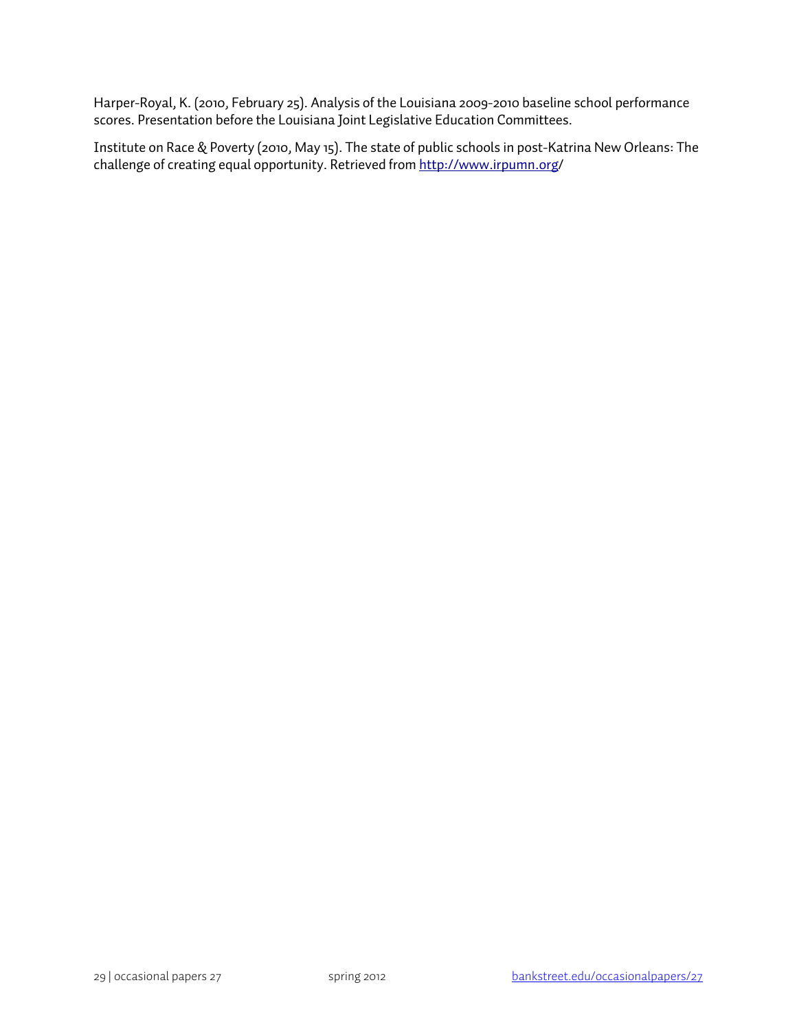Harper-Royal, K. (2010, February 25). Analysis of the Louisiana 2009-2010 baseline school performance scores. Presentation before the Louisiana Joint Legislative Education Committees.

Institute on Race & Poverty (2010, May 15). The state of public schools in post-Katrina New Orleans: The challenge of creating equal opportunity. Retrieved from http://www.irpumn.org/